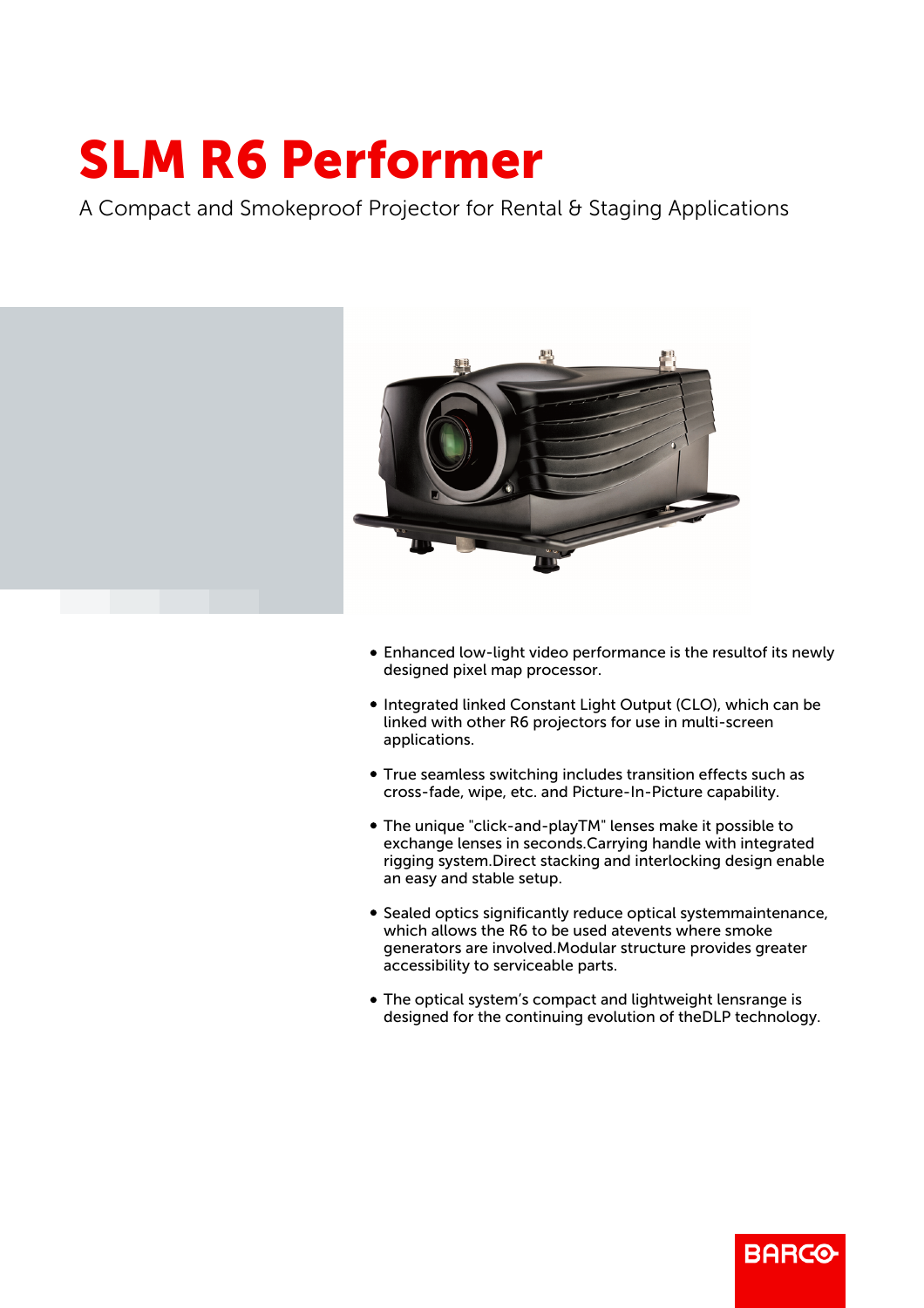# SLM R6 Performer

A Compact and Smokeproof Projector for Rental & Staging Applications

- Enhanced low-light video performance is the resultof its newly designed pixel map processor.
- Integrated linked Constant Light Output (CLO), which can be linked with other R6 projectors for use in multi-screen applications.
- True seamless switching includes transition effects such as cross-fade, wipe, etc. and Picture-In-Picture capability.
- The unique "click-and-playTM" lenses make it possible to exchange lenses in seconds.Carrying handle with integrated rigging system.Direct stacking and interlocking design enable an easy and stable setup.
- Sealed optics significantly reduce optical systemmaintenance, which allows the R6 to be used atevents where smoke generators are involved.Modular structure provides greater accessibility to serviceable parts.
- The optical system's compact and lightweight lensrange is designed for the continuing evolution of theDLP technology.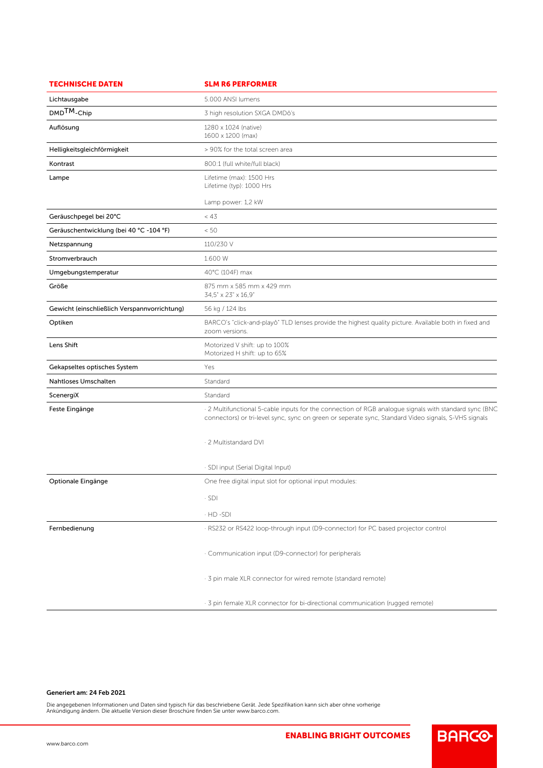| TECHNISCHE DATEN | SLM R6 PERFORMER |
|---|---|
| Lichtausgabe | 5.000 ANSI lumens |
| DMD$^{TM}$-Chip | 3 high resolution SXGA DMDô's |
| Auflösung | 1280 x 1024 (native)<br>1600 x 1200 (max) |
| Helligkeitsgleichförmigkeit | > 90% for the total screen area |
| Kontrast | 800:1 (full white/full black) |
| Lampe | Lifetime (max): 1500 Hrs<br>Lifetime (typ): 1000 Hrs<br><br>Lamp power: 1,2 kW |
| Geräuschpegel bei 20°C | < 43 |
| Geräuschentwicklung (bei 40 °C -104 °F) | < 50 |
| Netzspannung | 110/230 V |
| Stromverbrauch | 1.600 W |
| Umgebungstemperatur | 40°C (104F) max |
| Größe | 875 mm x 585 mm x 429 mm<br>34,5" x 23" x 16,9" |
| Gewicht (einschließlich Verspannvorrichtung) | 56 kg / 124 lbs |
| Optiken | BARCO's "click-and-playô" TLD lenses provide the highest quality picture. Available both in fixed and zoom versions. |
| Lens Shift | Motorized V shift: up to 100%<br>Motorized H shift: up to 65% |
| Gekapseltes optisches System | Yes |
| Nahtloses Umschalten | Standard |
| ScenergiX | Standard |
| Feste Eingänge | · 2 Multifunctional 5-cable inputs for the connection of RGB analogue signals with standard sync (BNC connectors) or tri-level sync, sync on green or seperate sync, Standard Video signals, S-VHS signals<br><br>· 2 Multistandard DVI<br><br>· SDI input (Serial Digital Input) |
| Optionale Eingänge | One free digital input slot for optional input modules:<br><br>· SDI<br><br>· HD -SDI |
| Fernbedienung | · RS232 or RS422 loop-through input (D9-connector) for PC based projector control<br><br>· Communication input (D9-connector) for peripherals<br><br>· 3 pin male XLR connector for wired remote (standard remote)<br><br>· 3 pin female XLR connector for bi-directional communication (rugged remote) |

**Generiert am: 24 Feb 2021**

Die angegebenen Informationen und Daten sind typisch für das beschriebene Gerät. Jede Spezifikation kann sich aber ohne vorherige Ankündigung ändern. Die aktuelle Version dieser Broschüre finden Sie unter www.barco.com.

**ENABLING BRIGHT OUTCOMES**

BARCO

www.barco.com